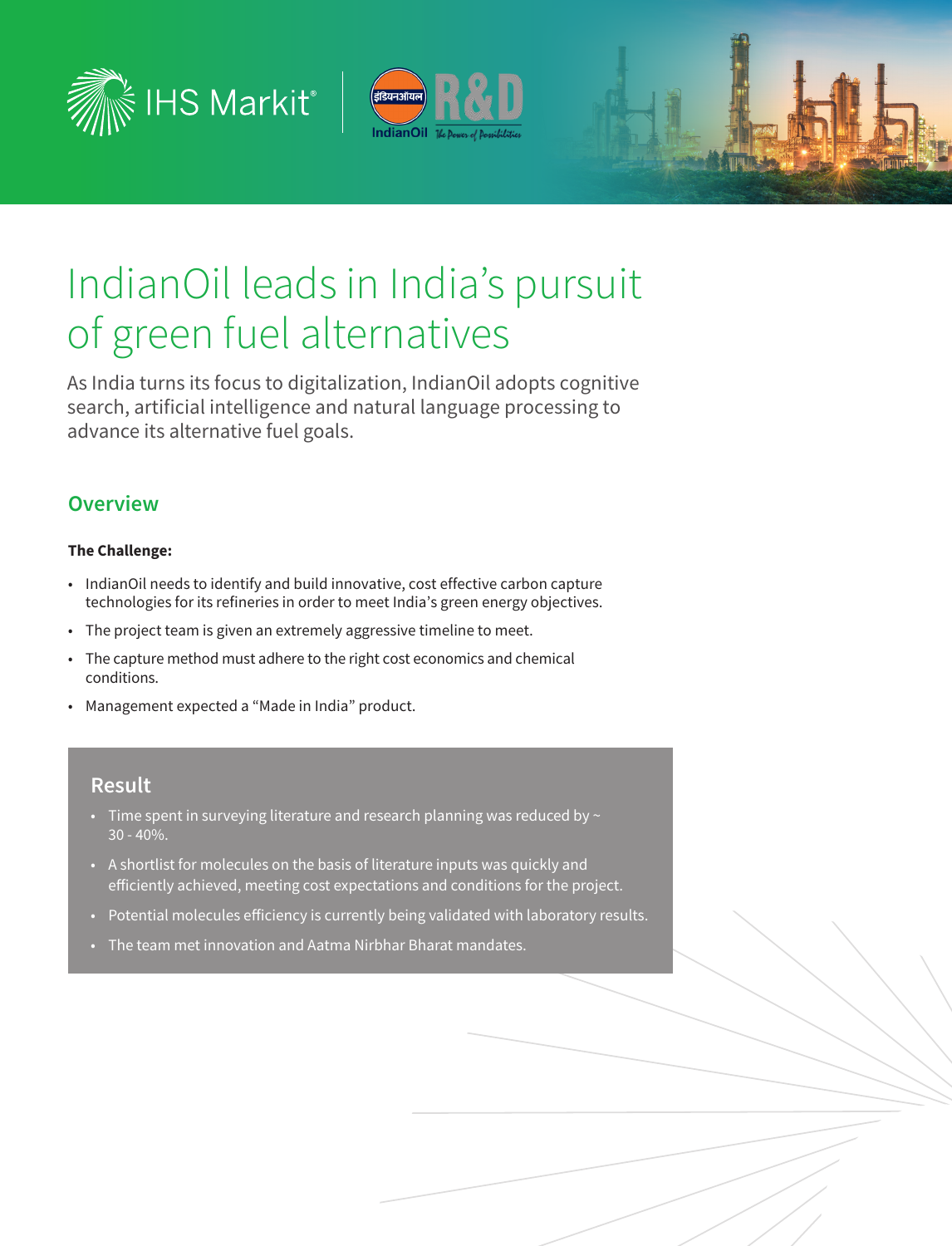# IndianOil leads in India's pursuit of green fuel alternatives

As India turns its focus to digitalization, IndianOil adopts cognitive search, artificial intelligence and natural language processing to advance its alternative fuel goals.

## Overview

**The Challenge:**

- IndianOil needs to identify and build innovative, cost effective carbon capture technologies for its refineries in order to meet India's green energy objectives.
- The project team is given an extremely aggressive timeline to meet.
- The capture method must adhere to the right cost economics and chemical conditions.
- Management expected a "Made in India" product.

### Result

- Time spent in surveying literature and research planning was reduced by ~ 30 - 40%.
- A shortlist for molecules on the basis of literature inputs was quickly and efficiently achieved, meeting cost expectations and conditions for the project.
- Potential molecules efficiency is currently being validated with laboratory results.
- The team met innovation and Aatma Nirbhar Bharat mandates.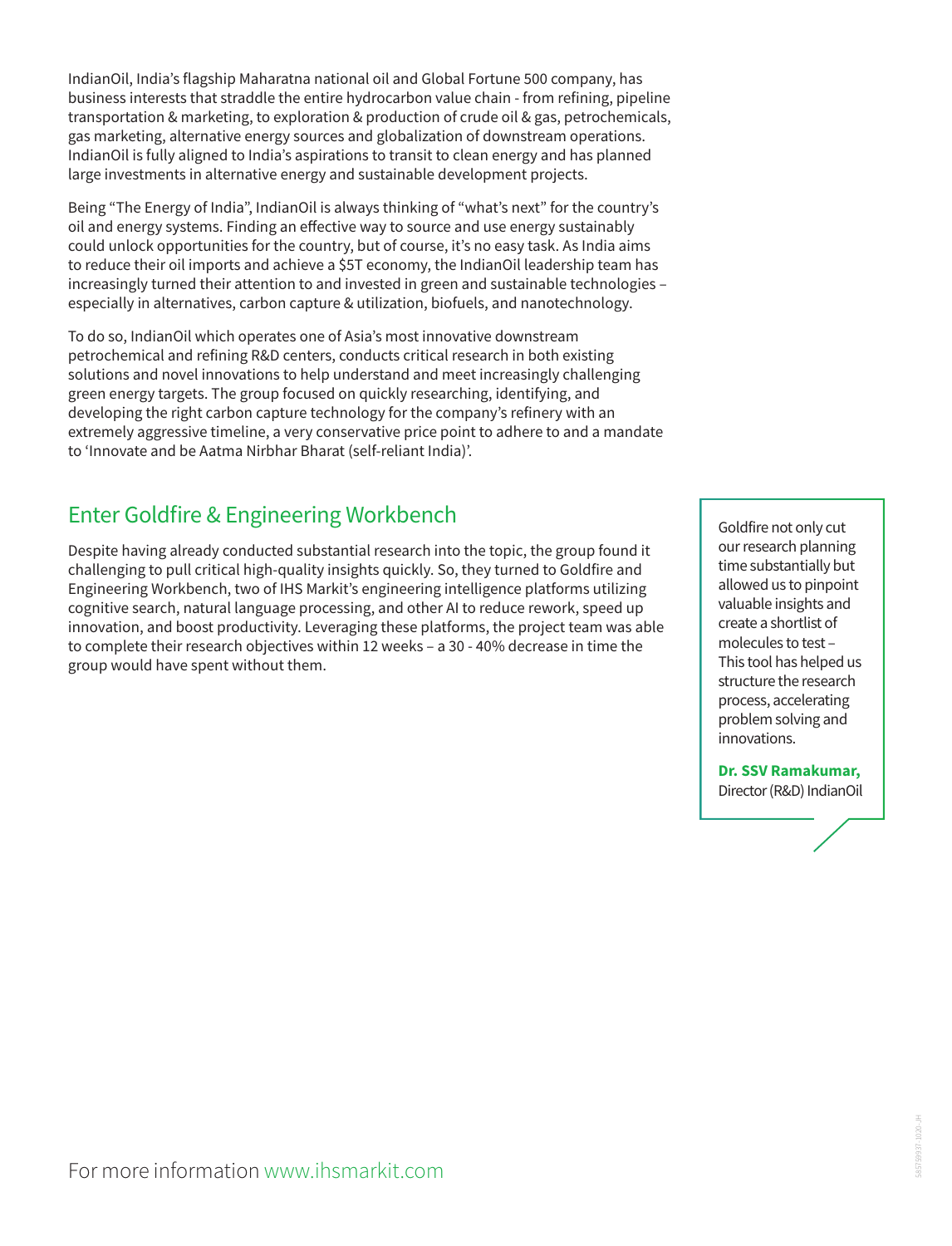IndianOil, India's flagship Maharatna national oil and Global Fortune 500 company, has business interests that straddle the entire hydrocarbon value chain - from refining, pipeline transportation & marketing, to exploration & production of crude oil & gas, petrochemicals, gas marketing, alternative energy sources and globalization of downstream operations. IndianOil is fully aligned to India's aspirations to transit to clean energy and has planned large investments in alternative energy and sustainable development projects.

Being "The Energy of India", IndianOil is always thinking of "what's next" for the country's oil and energy systems. Finding an effective way to source and use energy sustainably could unlock opportunities for the country, but of course, it's no easy task. As India aims to reduce their oil imports and achieve a $5T economy, the IndianOil leadership team has increasingly turned their attention to and invested in green and sustainable technologies – especially in alternatives, carbon capture & utilization, biofuels, and nanotechnology.

To do so, IndianOil which operates one of Asia's most innovative downstream petrochemical and refining R&D centers, conducts critical research in both existing solutions and novel innovations to help understand and meet increasingly challenging green energy targets. The group focused on quickly researching, identifying, and developing the right carbon capture technology for the company's refinery with an extremely aggressive timeline, a very conservative price point to adhere to and a mandate to 'Innovate and be Aatma Nirbhar Bharat (self-reliant India)'.

## Enter Goldfire & Engineering Workbench

Despite having already conducted substantial research into the topic, the group found it challenging to pull critical high-quality insights quickly. So, they turned to Goldfire and Engineering Workbench, two of IHS Markit's engineering intelligence platforms utilizing cognitive search, natural language processing, and other AI to reduce rework, speed up innovation, and boost productivity. Leveraging these platforms, the project team was able to complete their research objectives within 12 weeks – a 30 - 40% decrease in time the group would have spent without them.

> Goldfire not only cut our research planning time substantially but allowed us to pinpoint valuable insights and create a shortlist of molecules to test – This tool has helped us structure the research process, accelerating problem solving and innovations.
>
> **Dr. SSV Ramakumar,** Director (R&D) IndianOil

For more information www.ihsmarkit.com